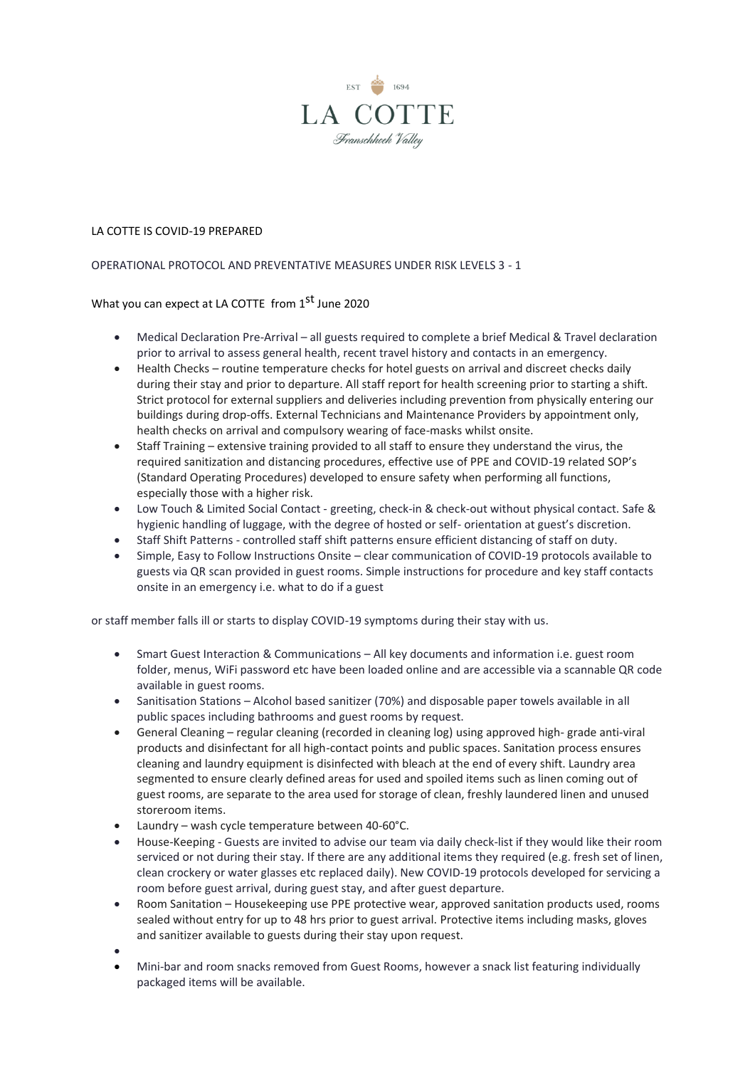EST 1694

LA COTTE

Franschhoek Valley

LA COTTE IS COVID-19 PREPARED

OPERATIONAL PROTOCOL AND PREVENTATIVE MEASURES UNDER RISK LEVELS 3 - 1

What you can expect at LA COTTE from 1st June 2020

- Medical Declaration Pre-Arrival – all guests required to complete a brief Medical & Travel declaration prior to arrival to assess general health, recent travel history and contacts in an emergency.
- Health Checks – routine temperature checks for hotel guests on arrival and discreet checks daily during their stay and prior to departure. All staff report for health screening prior to starting a shift. Strict protocol for external suppliers and deliveries including prevention from physically entering our buildings during drop-offs. External Technicians and Maintenance Providers by appointment only, health checks on arrival and compulsory wearing of face-masks whilst onsite.
- Staff Training – extensive training provided to all staff to ensure they understand the virus, the required sanitization and distancing procedures, effective use of PPE and COVID-19 related SOP's (Standard Operating Procedures) developed to ensure safety when performing all functions, especially those with a higher risk.
- Low Touch & Limited Social Contact - greeting, check-in & check-out without physical contact. Safe & hygienic handling of luggage, with the degree of hosted or self- orientation at guest's discretion.
- Staff Shift Patterns - controlled staff shift patterns ensure efficient distancing of staff on duty.
- Simple, Easy to Follow Instructions Onsite – clear communication of COVID-19 protocols available to guests via QR scan provided in guest rooms. Simple instructions for procedure and key staff contacts onsite in an emergency i.e. what to do if a guest

or staff member falls ill or starts to display COVID-19 symptoms during their stay with us.

- Smart Guest Interaction & Communications – All key documents and information i.e. guest room folder, menus, WiFi password etc have been loaded online and are accessible via a scannable QR code available in guest rooms.
- Sanitisation Stations – Alcohol based sanitizer (70%) and disposable paper towels available in all public spaces including bathrooms and guest rooms by request.
- General Cleaning – regular cleaning (recorded in cleaning log) using approved high- grade anti-viral products and disinfectant for all high-contact points and public spaces. Sanitation process ensures cleaning and laundry equipment is disinfected with bleach at the end of every shift. Laundry area segmented to ensure clearly defined areas for used and spoiled items such as linen coming out of guest rooms, are separate to the area used for storage of clean, freshly laundered linen and unused storeroom items.
- Laundry – wash cycle temperature between 40-60°C.
- House-Keeping - Guests are invited to advise our team via daily check-list if they would like their room serviced or not during their stay. If there are any additional items they required (e.g. fresh set of linen, clean crockery or water glasses etc replaced daily). New COVID-19 protocols developed for servicing a room before guest arrival, during guest stay, and after guest departure.
- Room Sanitation – Housekeeping use PPE protective wear, approved sanitation products used, rooms sealed without entry for up to 48 hrs prior to guest arrival. Protective items including masks, gloves and sanitizer available to guests during their stay upon request.
- Mini-bar and room snacks removed from Guest Rooms, however a snack list featuring individually packaged items will be available.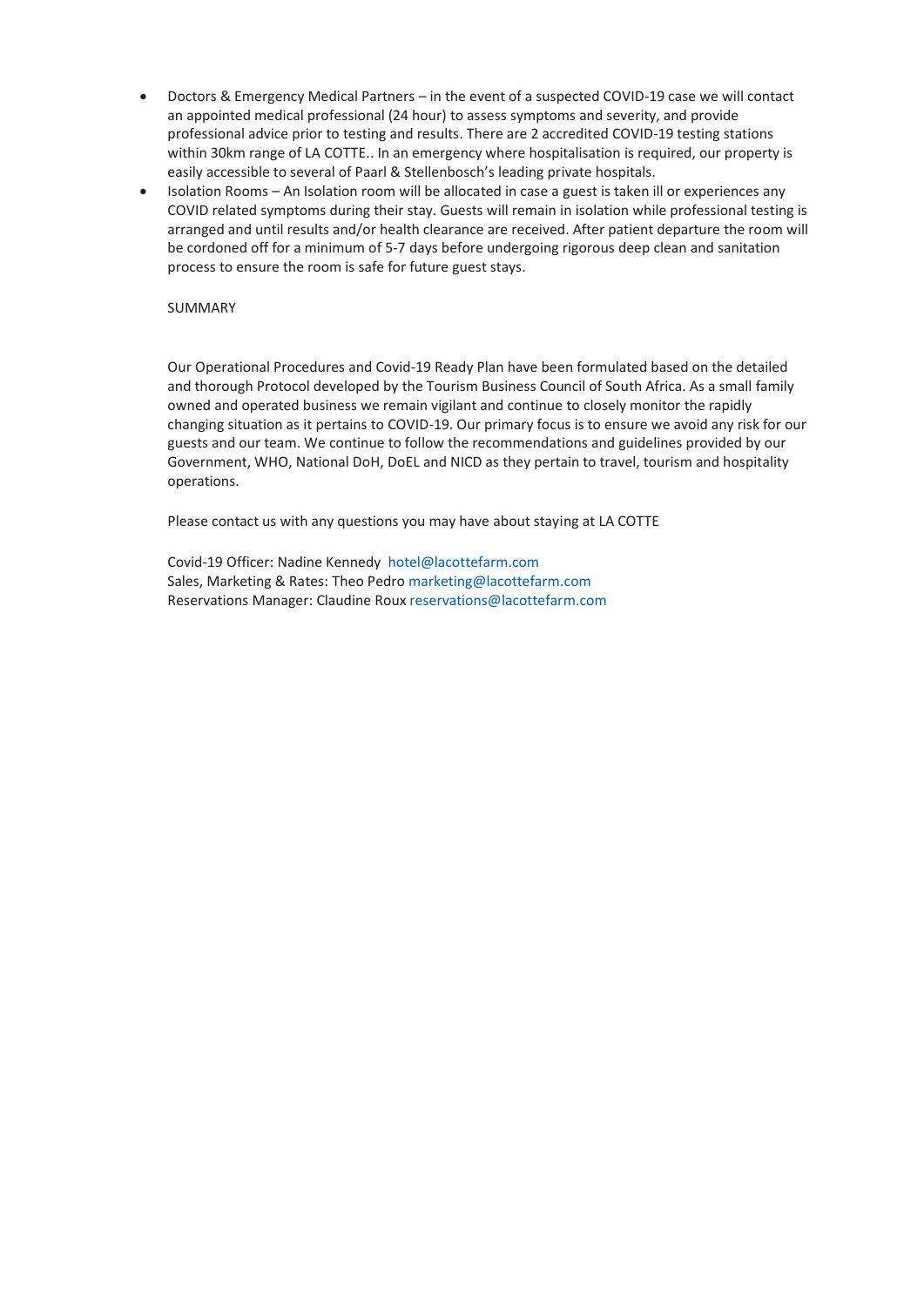- Doctors & Emergency Medical Partners – in the event of a suspected COVID-19 case we will contact an appointed medical professional (24 hour) to assess symptoms and severity, and provide professional advice prior to testing and results. There are 2 accredited COVID-19 testing stations within 30km range of LA COTTE.. In an emergency where hospitalisation is required, our property is easily accessible to several of Paarl & Stellenbosch's leading private hospitals.
- Isolation Rooms – An Isolation room will be allocated in case a guest is taken ill or experiences any COVID related symptoms during their stay. Guests will remain in isolation while professional testing is arranged and until results and/or health clearance are received. After patient departure the room will be cordoned off for a minimum of 5-7 days before undergoing rigorous deep clean and sanitation process to ensure the room is safe for future guest stays.

SUMMARY

Our Operational Procedures and Covid-19 Ready Plan have been formulated based on the detailed and thorough Protocol developed by the Tourism Business Council of South Africa. As a small family owned and operated business we remain vigilant and continue to closely monitor the rapidly changing situation as it pertains to COVID-19. Our primary focus is to ensure we avoid any risk for our guests and our team. We continue to follow the recommendations and guidelines provided by our Government, WHO, National DoH, DoEL and NICD as they pertain to travel, tourism and hospitality operations.

Please contact us with any questions you may have about staying at LA COTTE

Covid-19 Officer: Nadine Kennedy hotel@lacottefarm.com
Sales, Marketing & Rates: Theo Pedro marketing@lacottefarm.com
Reservations Manager: Claudine Roux reservations@lacottefarm.com